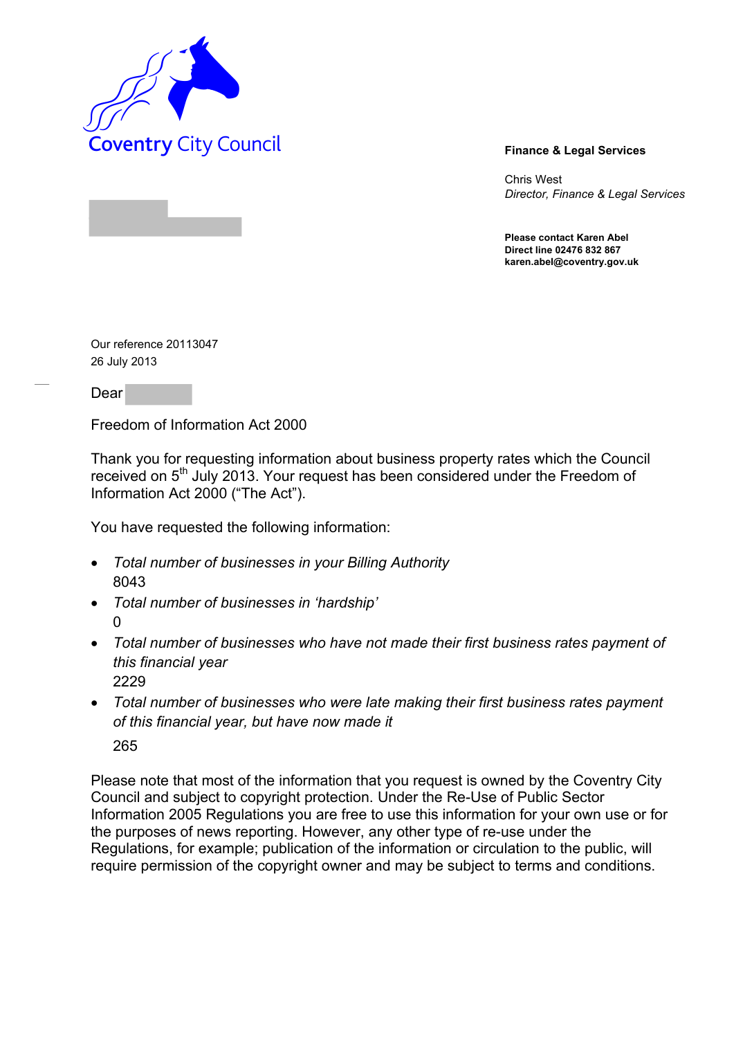Coventry City Council

**Finance & Legal Services**

Chris West
*Director, Finance & Legal Services*

**Please contact Karen Abel**
**Direct line 02476 832 867**
**karen.abel@coventry.gov.uk**

Our reference 20113047
26 July 2013

Dear

Freedom of Information Act 2000

Thank you for requesting information about business property rates which the Council received on 5th July 2013. Your request has been considered under the Freedom of Information Act 2000 ("The Act").

You have requested the following information:

- *Total number of businesses in your Billing Authority*
  8043
- *Total number of businesses in 'hardship'*
  0
- *Total number of businesses who have not made their first business rates payment of this financial year*
  2229
- *Total number of businesses who were late making their first business rates payment of this financial year, but have now made it*
  265

Please note that most of the information that you request is owned by the Coventry City Council and subject to copyright protection. Under the Re-Use of Public Sector Information 2005 Regulations you are free to use this information for your own use or for the purposes of news reporting. However, any other type of re-use under the Regulations, for example; publication of the information or circulation to the public, will require permission of the copyright owner and may be subject to terms and conditions.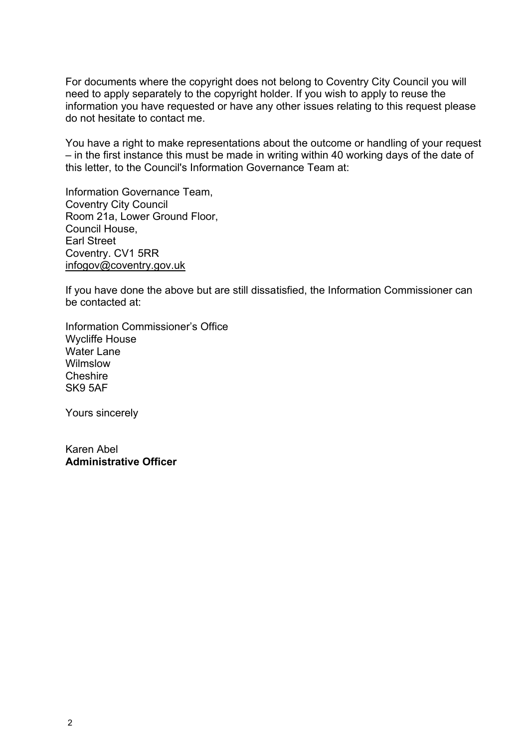For documents where the copyright does not belong to Coventry City Council you will need to apply separately to the copyright holder. If you wish to apply to reuse the information you have requested or have any other issues relating to this request please do not hesitate to contact me.

You have a right to make representations about the outcome or handling of your request – in the first instance this must be made in writing within 40 working days of the date of this letter, to the Council's Information Governance Team at:

Information Governance Team,
Coventry City Council
Room 21a, Lower Ground Floor,
Council House,
Earl Street
Coventry. CV1 5RR
infogov@coventry.gov.uk

If you have done the above but are still dissatisfied, the Information Commissioner can be contacted at:

Information Commissioner's Office
Wycliffe House
Water Lane
Wilmslow
Cheshire
SK9 5AF

Yours sincerely

Karen Abel
**Administrative Officer**